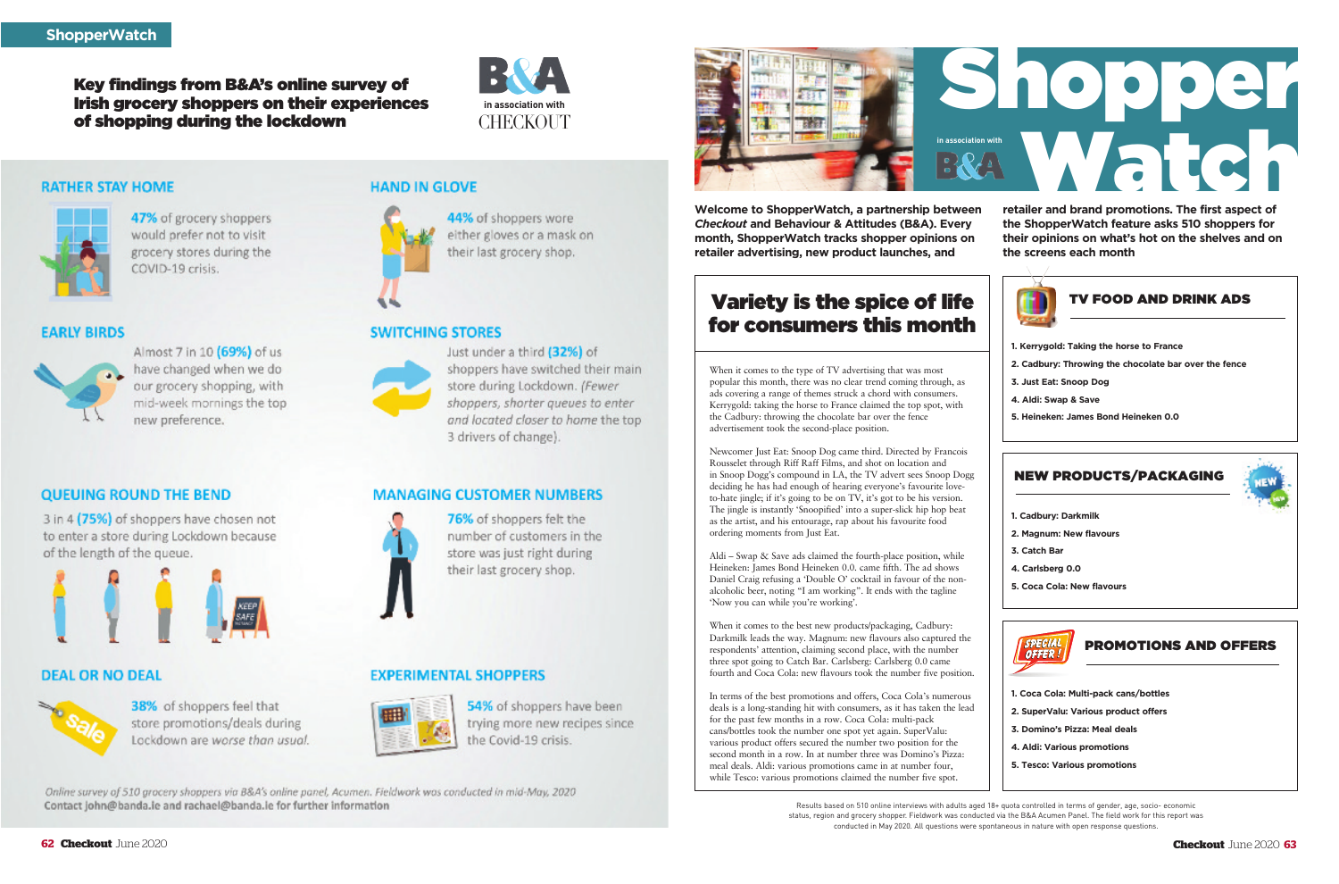ShopperWatch

# Key findings from B&A's online survey of Irish grocery shoppers on their experiences of shopping during the lockdown

B&A in association with CHECKOUT

## RATHER STAY HOME

47% of grocery shoppers would prefer not to visit grocery stores during the COVID-19 crisis.

## HAND IN GLOVE

44% of shoppers wore either gloves or a mask on their last grocery shop.

## EARLY BIRDS

Almost 7 in 10 (69%) of us have changed when we do our grocery shopping, with mid-week mornings the top new preference.

## SWITCHING STORES

Just under a third (32%) of shoppers have switched their main store during Lockdown. *(Fewer shoppers, shorter queues to enter and located closer to home* the top 3 drivers of change).

## QUEUING ROUND THE BEND

3 in 4 (75%) of shoppers have chosen not to enter a store during Lockdown because of the length of the queue.

## MANAGING CUSTOMER NUMBERS

76% of shoppers felt the number of customers in the store was just right during their last grocery shop.

## DEAL OR NO DEAL

38% of shoppers feel that store promotions/deals during Lockdown are *worse than usual.*

## EXPERIMENTAL SHOPPERS

54% of shoppers have been trying more new recipes since the Covid-19 crisis.

*Online survey of 510 grocery shoppers via B&A's online panel, Acumen. Fieldwork was conducted in mid-May, 2020*

**Contact john@banda.ie and rachael@banda.ie for further information**

# Shopper Watch

in association with B&A

**Welcome to ShopperWatch, a partnership between *Checkout* and Behaviour & Attitudes (B&A). Every month, ShopperWatch tracks shopper opinions on retailer advertising, new product launches, and retailer and brand promotions. The first aspect of the ShopperWatch feature asks 510 shoppers for their opinions on what's hot on the shelves and on the screens each month**

## Variety is the spice of life for consumers this month

When it comes to the type of TV advertising that was most popular this month, there was no clear trend coming through, as ads covering a range of themes struck a chord with consumers. Kerrygold: taking the horse to France claimed the top spot, with the Cadbury: throwing the chocolate bar over the fence advertisement took the second-place position.

Newcomer Just Eat: Snoop Dog came third. Directed by Francois Rousselet through Riff Raff Films, and shot on location and in Snoop Dogg's compound in LA, the TV advert sees Snoop Dogg deciding he has had enough of hearing everyone's favourite love-to-hate jingle; if it's going to be on TV, it's got to be his version. The jingle is instantly 'Snoopified' into a super-slick hip hop beat as the artist, and his entourage, rap about his favourite food ordering moments from Just Eat.

Aldi – Swap & Save ads claimed the fourth-place position, while Heineken: James Bond Heineken 0.0. came fifth. The ad shows Daniel Craig refusing a 'Double O' cocktail in favour of the non-alcoholic beer, noting "I am working". It ends with the tagline 'Now you can while you're working'.

When it comes to the best new products/packaging, Cadbury: Darkmilk leads the way. Magnum: new flavours also captured the respondents' attention, claiming second place, with the number three spot going to Catch Bar. Carlsberg: Carlsberg 0.0 came fourth and Coca Cola: new flavours took the number five position.

In terms of the best promotions and offers, Coca Cola's numerous deals is a long-standing hit with consumers, as it has taken the lead for the past few months in a row. Coca Cola: multi-pack cans/bottles took the number one spot yet again. SuperValu: various product offers secured the number two position for the second month in a row. In at number three was Domino's Pizza: meal deals. Aldi: various promotions came in at number four, while Tesco: various promotions claimed the number five spot.

### TV FOOD AND DRINK ADS

1. Kerrygold: Taking the horse to France
2. Cadbury: Throwing the chocolate bar over the fence
3. Just Eat: Snoop Dog
4. Aldi: Swap & Save
5. Heineken: James Bond Heineken 0.0

### NEW PRODUCTS/PACKAGING

1. Cadbury: Darkmilk
2. Magnum: New flavours
3. Catch Bar
4. Carlsberg 0.0
5. Coca Cola: New flavours

### PROMOTIONS AND OFFERS

1. Coca Cola: Multi-pack cans/bottles
2. SuperValu: Various product offers
3. Domino's Pizza: Meal deals
4. Aldi: Various promotions
5. Tesco: Various promotions

Results based on 510 online interviews with adults aged 18+ quota controlled in terms of gender, age, socio- economic status, region and grocery shopper. Fieldwork was conducted via the B&A Acumen Panel. The field work for this report was conducted in May 2020. All questions were spontaneous in nature with open response questions.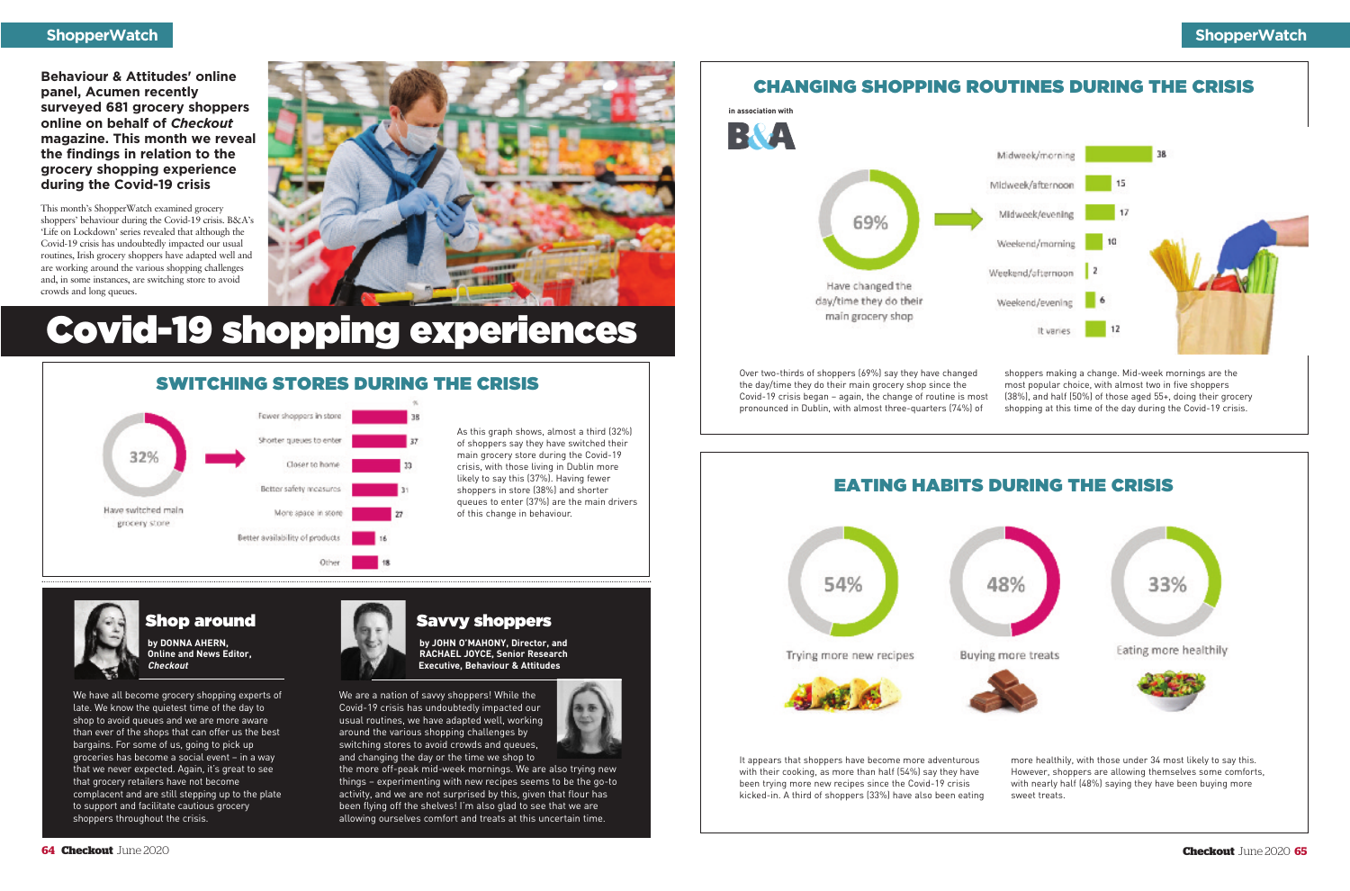Behaviour & Attitudes' online panel, Acumen recently surveyed 681 grocery shoppers online on behalf of *Checkout* magazine. This month we reveal the findings in relation to the grocery shopping experience during the Covid-19 crisis

This month's ShopperWatch examined grocery shoppers' behaviour during the Covid-19 crisis. B&A's 'Life on Lockdown' series revealed that although the Covid-19 crisis has undoubtedly impacted our usual routines, Irish grocery shoppers have adapted well and are working around the various shopping challenges and, in some instances, are switching store to avoid crowds and long queues.

# Covid-19 shopping experiences

## SWITCHING STORES DURING THE CRISIS

32%

Have switched main grocery store

%

Fewer shoppers in store 38

Shorter queues to enter 37

Closer to home 33

Better safety measures 31

More space in store 27

Better availability of products 16

Other 18

As this graph shows, almost a third (32%) of shoppers say they have switched their main grocery store during the Covid-19 crisis, with those living in Dublin more likely to say this (37%). Having fewer shoppers in store (38%) and shorter queues to enter (37%) are the main drivers of this change in behaviour.

## Shop around

**by DONNA AHERN, Online and News Editor, *Checkout***

We have all become grocery shopping experts of late. We know the quietest time of the day to shop to avoid queues and we are more aware than ever of the shops that can offer us the best bargains. For some of us, going to pick up groceries has become a social event – in a way that we never expected. Again, it's great to see that grocery retailers have not become complacent and are still stepping up to the plate to support and facilitate cautious grocery shoppers throughout the crisis.

## Savvy shoppers

**by JOHN O'MAHONY, Director, and RACHAEL JOYCE, Senior Research Executive, Behaviour & Attitudes**

We are a nation of savvy shoppers! While the Covid-19 crisis has undoubtedly impacted our usual routines, we have adapted well, working around the various shopping challenges by switching stores to avoid crowds and queues, and changing the day or the time we shop to the more off-peak mid-week mornings. We are also trying new things – experimenting with new recipes seems to be the go-to activity, and we are not surprised by this, given that flour has been flying off the shelves! I'm also glad to see that we are allowing ourselves comfort and treats at this uncertain time.

## CHANGING SHOPPING ROUTINES DURING THE CRISIS

in association with B&A

69%

Have changed the day/time they do their main grocery shop

Midweek/morning 38

Midweek/afternoon 15

Midweek/evening 17

Weekend/morning 10

Weekend/afternoon 2

Weekend/evening 6

It varies 12

Over two-thirds of shoppers (69%) say they have changed the day/time they do their main grocery shop since the Covid-19 crisis began – again, the change of routine is most pronounced in Dublin, with almost three-quarters (74%) of shoppers making a change. Mid-week mornings are the most popular choice, with almost two in five shoppers (38%), and half (50%) of those aged 55+, doing their grocery shopping at this time of the day during the Covid-19 crisis.

## EATING HABITS DURING THE CRISIS

54%

Trying more new recipes

48%

Buying more treats

33%

Eating more healthily

It appears that shoppers have become more adventurous with their cooking, as more than half (54%) say they have been trying more new recipes since the Covid-19 crisis kicked-in. A third of shoppers (33%) have also been eating more healthily, with those under 34 most likely to say this. However, shoppers are allowing themselves some comforts, with nearly half (48%) saying they have been buying more sweet treats.